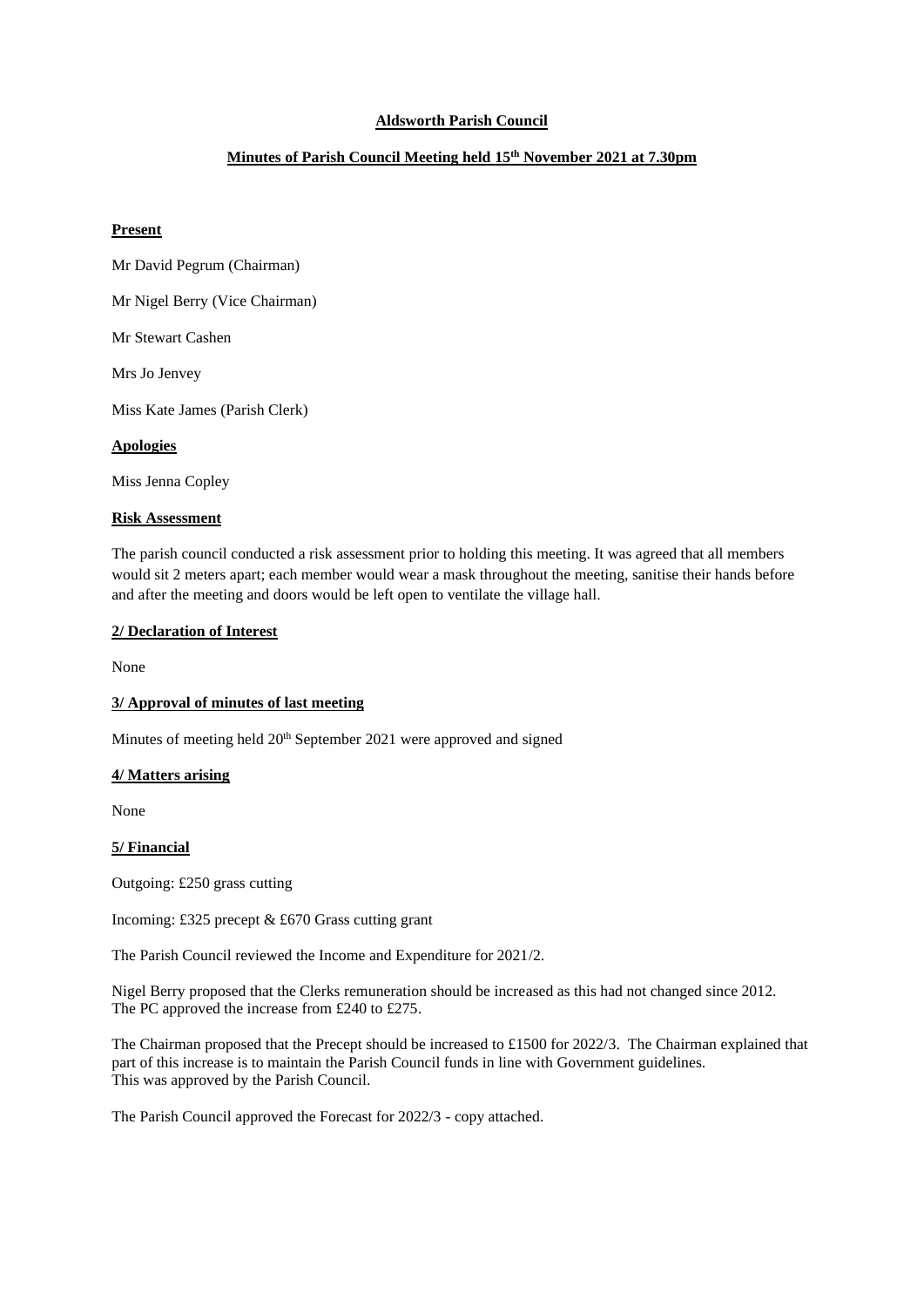**Aldsworth Parish Council**

**Minutes of Parish Council Meeting held 15th November 2021 at 7.30pm**

**Present**

Mr David Pegrum (Chairman)

Mr Nigel Berry (Vice Chairman)

Mr Stewart Cashen

Mrs Jo Jenvey

Miss Kate James (Parish Clerk)

**Apologies**

Miss Jenna Copley

**Risk Assessment**

The parish council conducted a risk assessment prior to holding this meeting. It was agreed that all members would sit 2 meters apart; each member would wear a mask throughout the meeting, sanitise their hands before and after the meeting and doors would be left open to ventilate the village hall.

**2/ Declaration of Interest**

None

**3/ Approval of minutes of last meeting**

Minutes of meeting held 20th September 2021 were approved and signed

**4/ Matters arising**

None

**5/ Financial**

Outgoing: £250 grass cutting

Incoming: £325 precept & £670 Grass cutting grant

The Parish Council reviewed the Income and Expenditure for 2021/2.

Nigel Berry proposed that the Clerks remuneration should be increased as this had not changed since 2012. The PC approved the increase from £240 to £275.

The Chairman proposed that the Precept should be increased to £1500 for 2022/3. The Chairman explained that part of this increase is to maintain the Parish Council funds in line with Government guidelines. This was approved by the Parish Council.

The Parish Council approved the Forecast for 2022/3 - copy attached.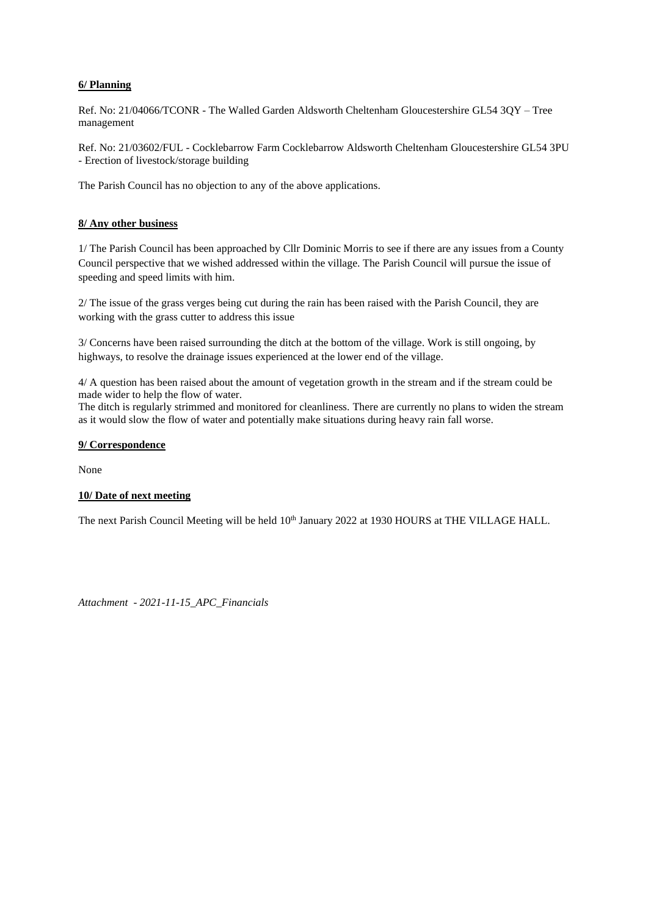**6/ Planning**

Ref. No: 21/04066/TCONR - The Walled Garden Aldsworth Cheltenham Gloucestershire GL54 3QY – Tree management

Ref. No: 21/03602/FUL - Cocklebarrow Farm Cocklebarrow Aldsworth Cheltenham Gloucestershire GL54 3PU - Erection of livestock/storage building

The Parish Council has no objection to any of the above applications.

**8/ Any other business**

1/ The Parish Council has been approached by Cllr Dominic Morris to see if there are any issues from a County Council perspective that we wished addressed within the village. The Parish Council will pursue the issue of speeding and speed limits with him.

2/ The issue of the grass verges being cut during the rain has been raised with the Parish Council, they are working with the grass cutter to address this issue

3/ Concerns have been raised surrounding the ditch at the bottom of the village. Work is still ongoing, by highways, to resolve the drainage issues experienced at the lower end of the village.

4/ A question has been raised about the amount of vegetation growth in the stream and if the stream could be made wider to help the flow of water.
The ditch is regularly strimmed and monitored for cleanliness. There are currently no plans to widen the stream as it would slow the flow of water and potentially make situations during heavy rain fall worse.

**9/ Correspondence**

None

**10/ Date of next meeting**

The next Parish Council Meeting will be held 10th January 2022 at 1930 HOURS at THE VILLAGE HALL.

*Attachment - 2021-11-15_APC_Financials*